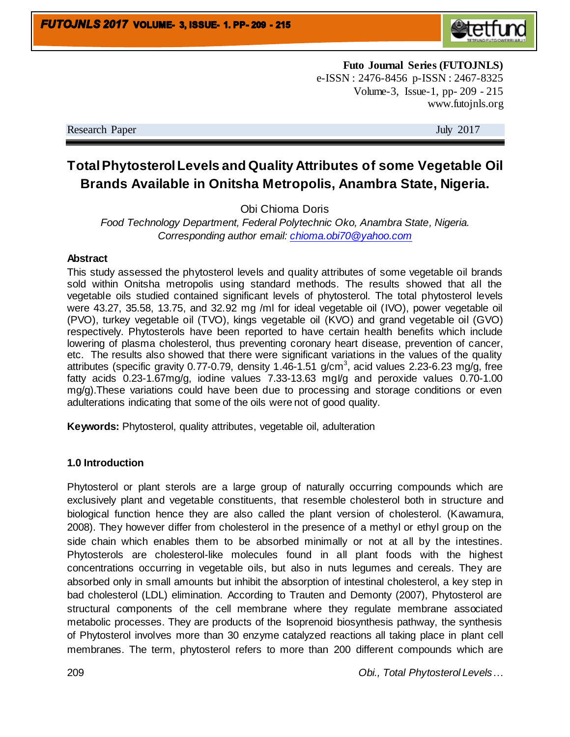**Futo Journal Series (FUTOJNLS)**
e-ISSN : 2476-8456 p-ISSN : 2467-8325
Volume-3, Issue-1, pp- 209 - 215
www.futojnls.org

Research Paper July 2017

# Total Phytosterol Levels and Quality Attributes of some Vegetable Oil Brands Available in Onitsha Metropolis, Anambra State, Nigeria.

Obi Chioma Doris

*Food Technology Department, Federal Polytechnic Oko, Anambra State, Nigeria.*
*Corresponding author email: chioma.obi70@yahoo.com*

## Abstract

This study assessed the phytosterol levels and quality attributes of some vegetable oil brands sold within Onitsha metropolis using standard methods. The results showed that all the vegetable oils studied contained significant levels of phytosterol. The total phytosterol levels were 43.27, 35.58, 13.75, and 32.92 mg /ml for ideal vegetable oil (IVO), power vegetable oil (PVO), turkey vegetable oil (TVO), kings vegetable oil (KVO) and grand vegetable oil (GVO) respectively. Phytosterols have been reported to have certain health benefits which include lowering of plasma cholesterol, thus preventing coronary heart disease, prevention of cancer, etc. The results also showed that there were significant variations in the values of the quality attributes (specific gravity 0.77-0.79, density 1.46-1.51 g/cm$^3$, acid values 2.23-6.23 mg/g, free fatty acids 0.23-1.67mg/g, iodine values 7.33-13.63 mgI/g and peroxide values 0.70-1.00 mg/g).These variations could have been due to processing and storage conditions or even adulterations indicating that some of the oils were not of good quality.

**Keywords:** Phytosterol, quality attributes, vegetable oil, adulteration

## 1.0 Introduction

Phytosterol or plant sterols are a large group of naturally occurring compounds which are exclusively plant and vegetable constituents, that resemble cholesterol both in structure and biological function hence they are also called the plant version of cholesterol. (Kawamura, 2008). They however differ from cholesterol in the presence of a methyl or ethyl group on the side chain which enables them to be absorbed minimally or not at all by the intestines. Phytosterols are cholesterol-like molecules found in all plant foods with the highest concentrations occurring in vegetable oils, but also in nuts legumes and cereals. They are absorbed only in small amounts but inhibit the absorption of intestinal cholesterol, a key step in bad cholesterol (LDL) elimination. According to Trauten and Demonty (2007), Phytosterol are structural components of the cell membrane where they regulate membrane associated metabolic processes. They are products of the Isoprenoid biosynthesis pathway, the synthesis of Phytosterol involves more than 30 enzyme catalyzed reactions all taking place in plant cell membranes. The term, phytosterol refers to more than 200 different compounds which are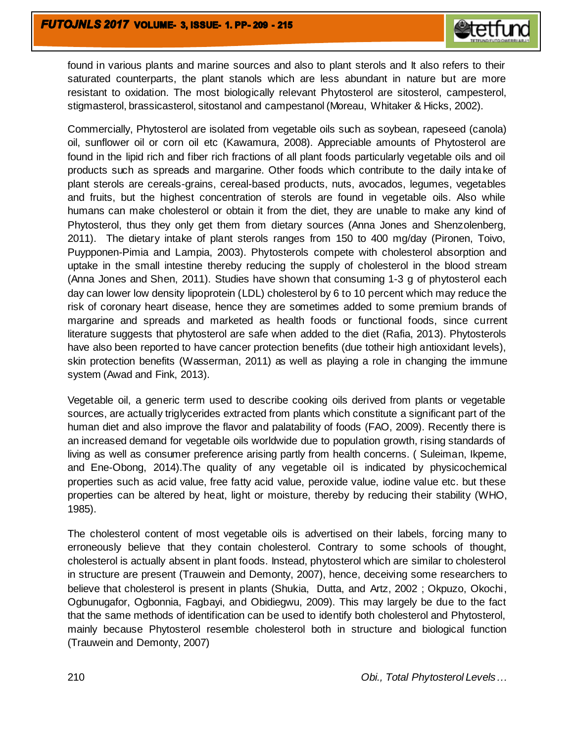found in various plants and marine sources and also to plant sterols and It also refers to their saturated counterparts, the plant stanols which are less abundant in nature but are more resistant to oxidation. The most biologically relevant Phytosterol are sitosterol, campesterol, stigmasterol, brassicasterol, sitostanol and campestanol (Moreau, Whitaker & Hicks, 2002).

Commercially, Phytosterol are isolated from vegetable oils such as soybean, rapeseed (canola) oil, sunflower oil or corn oil etc (Kawamura, 2008). Appreciable amounts of Phytosterol are found in the lipid rich and fiber rich fractions of all plant foods particularly vegetable oils and oil products such as spreads and margarine. Other foods which contribute to the daily intake of plant sterols are cereals-grains, cereal-based products, nuts, avocados, legumes, vegetables and fruits, but the highest concentration of sterols are found in vegetable oils. Also while humans can make cholesterol or obtain it from the diet, they are unable to make any kind of Phytosterol, thus they only get them from dietary sources (Anna Jones and Shenzolenberg, 2011). The dietary intake of plant sterols ranges from 150 to 400 mg/day (Pironen, Toivo, Puypponen-Pimia and Lampia, 2003). Phytosterols compete with cholesterol absorption and uptake in the small intestine thereby reducing the supply of cholesterol in the blood stream (Anna Jones and Shen, 2011). Studies have shown that consuming 1-3 g of phytosterol each day can lower low density lipoprotein (LDL) cholesterol by 6 to 10 percent which may reduce the risk of coronary heart disease, hence they are sometimes added to some premium brands of margarine and spreads and marketed as health foods or functional foods, since current literature suggests that phytosterol are safe when added to the diet (Rafia, 2013). Phytosterols have also been reported to have cancer protection benefits (due totheir high antioxidant levels), skin protection benefits (Wasserman, 2011) as well as playing a role in changing the immune system (Awad and Fink, 2013).

Vegetable oil, a generic term used to describe cooking oils derived from plants or vegetable sources, are actually triglycerides extracted from plants which constitute a significant part of the human diet and also improve the flavor and palatability of foods (FAO, 2009). Recently there is an increased demand for vegetable oils worldwide due to population growth, rising standards of living as well as consumer preference arising partly from health concerns. ( Suleiman, Ikpeme, and Ene-Obong, 2014).The quality of any vegetable oil is indicated by physicochemical properties such as acid value, free fatty acid value, peroxide value, iodine value etc. but these properties can be altered by heat, light or moisture, thereby by reducing their stability (WHO, 1985).

The cholesterol content of most vegetable oils is advertised on their labels, forcing many to erroneously believe that they contain cholesterol. Contrary to some schools of thought, cholesterol is actually absent in plant foods. Instead, phytosterol which are similar to cholesterol in structure are present (Trauwein and Demonty, 2007), hence, deceiving some researchers to believe that cholesterol is present in plants (Shukia, Dutta, and Artz, 2002 ; Okpuzo, Okochi, Ogbunugafor, Ogbonnia, Fagbayi, and Obidiegwu, 2009). This may largely be due to the fact that the same methods of identification can be used to identify both cholesterol and Phytosterol, mainly because Phytosterol resemble cholesterol both in structure and biological function (Trauwein and Demonty, 2007)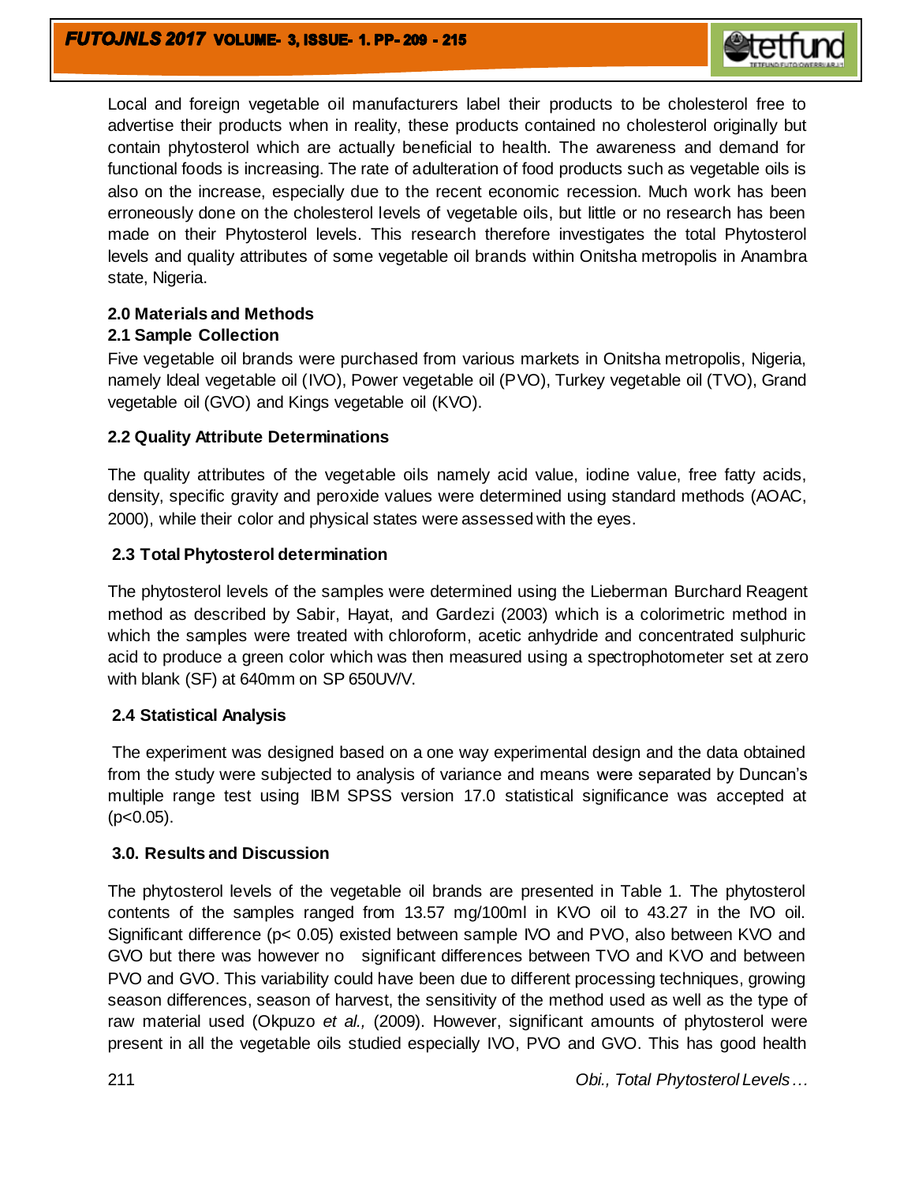Local and foreign vegetable oil manufacturers label their products to be cholesterol free to advertise their products when in reality, these products contained no cholesterol originally but contain phytosterol which are actually beneficial to health. The awareness and demand for functional foods is increasing. The rate of adulteration of food products such as vegetable oils is also on the increase, especially due to the recent economic recession. Much work has been erroneously done on the cholesterol levels of vegetable oils, but little or no research has been made on their Phytosterol levels. This research therefore investigates the total Phytosterol levels and quality attributes of some vegetable oil brands within Onitsha metropolis in Anambra state, Nigeria.

## 2.0 Materials and Methods

### 2.1 Sample Collection

Five vegetable oil brands were purchased from various markets in Onitsha metropolis, Nigeria, namely Ideal vegetable oil (IVO), Power vegetable oil (PVO), Turkey vegetable oil (TVO), Grand vegetable oil (GVO) and Kings vegetable oil (KVO).

### 2.2 Quality Attribute Determinations

The quality attributes of the vegetable oils namely acid value, iodine value, free fatty acids, density, specific gravity and peroxide values were determined using standard methods (AOAC, 2000), while their color and physical states were assessed with the eyes.

### 2.3 Total Phytosterol determination

The phytosterol levels of the samples were determined using the Lieberman Burchard Reagent method as described by Sabir, Hayat, and Gardezi (2003) which is a colorimetric method in which the samples were treated with chloroform, acetic anhydride and concentrated sulphuric acid to produce a green color which was then measured using a spectrophotometer set at zero with blank (SF) at 640mm on SP 650UV/V.

### 2.4 Statistical Analysis

The experiment was designed based on a one way experimental design and the data obtained from the study were subjected to analysis of variance and means were separated by Duncan's multiple range test using IBM SPSS version 17.0 statistical significance was accepted at ($p<0.05$).

## 3.0. Results and Discussion

The phytosterol levels of the vegetable oil brands are presented in Table 1. The phytosterol contents of the samples ranged from 13.57 mg/100ml in KVO oil to 43.27 in the IVO oil. Significant difference ($p< 0.05$) existed between sample IVO and PVO, also between KVO and GVO but there was however no significant differences between TVO and KVO and between PVO and GVO. This variability could have been due to different processing techniques, growing season differences, season of harvest, the sensitivity of the method used as well as the type of raw material used (Okpuzo *et al.,* (2009). However, significant amounts of phytosterol were present in all the vegetable oils studied especially IVO, PVO and GVO. This has good health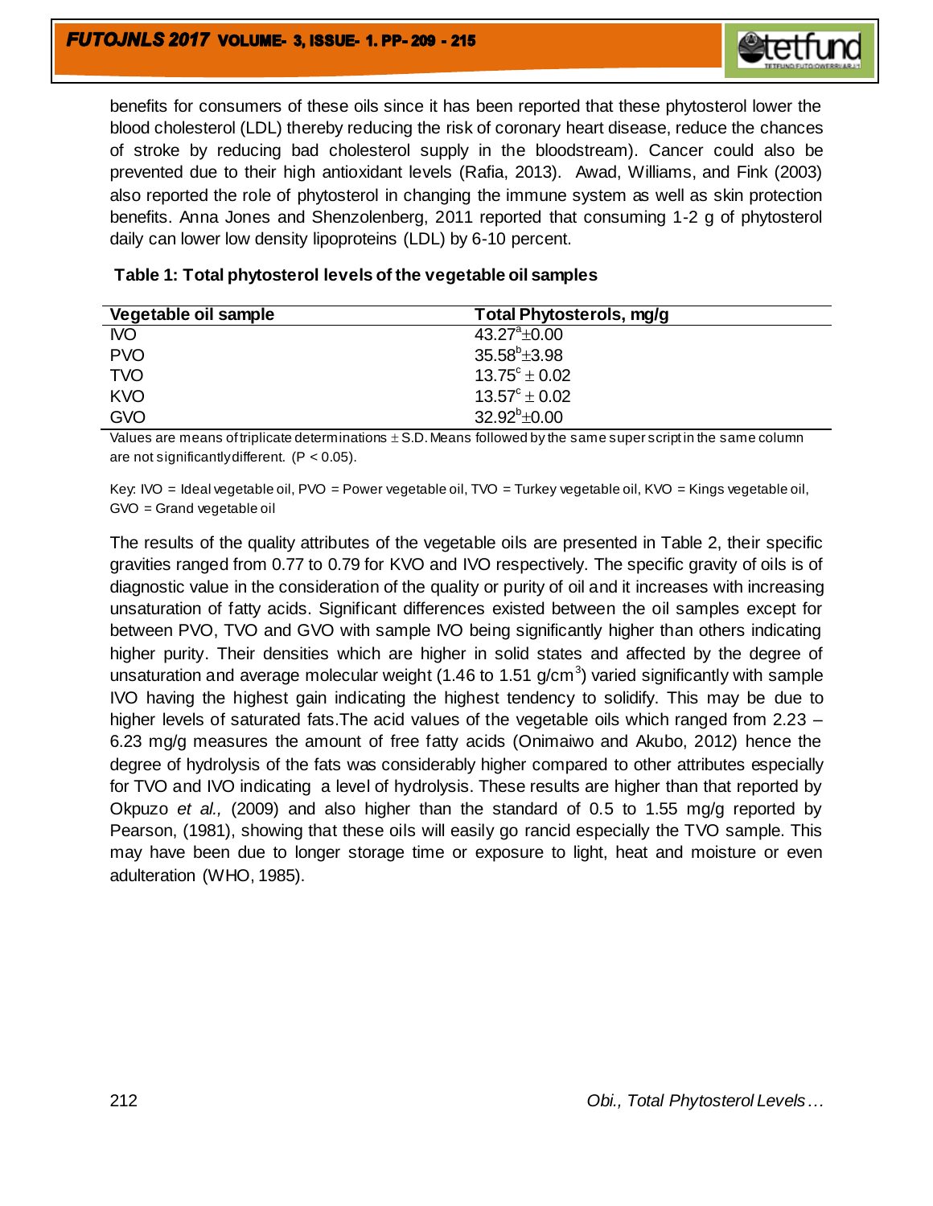benefits for consumers of these oils since it has been reported that these phytosterol lower the blood cholesterol (LDL) thereby reducing the risk of coronary heart disease, reduce the chances of stroke by reducing bad cholesterol supply in the bloodstream). Cancer could also be prevented due to their high antioxidant levels (Rafia, 2013). Awad, Williams, and Fink (2003) also reported the role of phytosterol in changing the immune system as well as skin protection benefits. Anna Jones and Shenzolenberg, 2011 reported that consuming 1-2 g of phytosterol daily can lower low density lipoproteins (LDL) by 6-10 percent.

**Table 1: Total phytosterol levels of the vegetable oil samples**

| Vegetable oil sample | Total Phytosterols, mg/g |
|---|---|
| IVO | $43.27^{a}\pm0.00$ |
| PVO | $35.58^{b}\pm3.98$ |
| TVO | $13.75^{c}\pm0.02$ |
| KVO | $13.57^{c}\pm0.02$ |
| GVO | $32.92^{b}\pm0.00$ |

Values are means of triplicate determinations ± S.D. Means followed by the same super script in the same column are not significantly different. ($P < 0.05$).

Key: IVO = Ideal vegetable oil, PVO = Power vegetable oil, TVO = Turkey vegetable oil, KVO = Kings vegetable oil, GVO = Grand vegetable oil

The results of the quality attributes of the vegetable oils are presented in Table 2, their specific gravities ranged from 0.77 to 0.79 for KVO and IVO respectively. The specific gravity of oils is of diagnostic value in the consideration of the quality or purity of oil and it increases with increasing unsaturation of fatty acids. Significant differences existed between the oil samples except for between PVO, TVO and GVO with sample IVO being significantly higher than others indicating higher purity. Their densities which are higher in solid states and affected by the degree of unsaturation and average molecular weight (1.46 to 1.51 g/cm$^3$) varied significantly with sample IVO having the highest gain indicating the highest tendency to solidify. This may be due to higher levels of saturated fats.The acid values of the vegetable oils which ranged from 2.23 – 6.23 mg/g measures the amount of free fatty acids (Onimaiwo and Akubo, 2012) hence the degree of hydrolysis of the fats was considerably higher compared to other attributes especially for TVO and IVO indicating a level of hydrolysis. These results are higher than that reported by Okpuzo *et al.,* (2009) and also higher than the standard of 0.5 to 1.55 mg/g reported by Pearson, (1981), showing that these oils will easily go rancid especially the TVO sample. This may have been due to longer storage time or exposure to light, heat and moisture or even adulteration (WHO, 1985).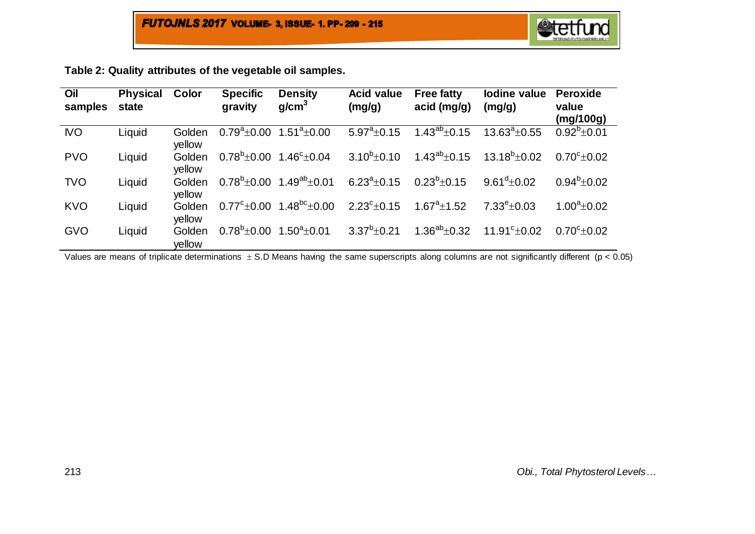**Table 2: Quality attributes of the vegetable oil samples.**

| Oil samples | Physical state | Color | Specific gravity | Density g/cm$^3$ | Acid value (mg/g) | Free fatty acid (mg/g) | Iodine value (mg/g) | Peroxide value (mg/100g) |
|---|---|---|---|---|---|---|---|---|
| IVO | Liquid | Golden yellow | $0.79^{a}\pm0.00$ | $1.51^{a}\pm0.00$ | $5.97^{a}\pm0.15$ | $1.43^{ab}\pm0.15$ | $13.63^{a}\pm0.55$ | $0.92^{b}\pm0.01$ |
| PVO | Liquid | Golden yellow | $0.78^{b}\pm0.00$ | $1.46^{c}\pm0.04$ | $3.10^{b}\pm0.10$ | $1.43^{ab}\pm0.15$ | $13.18^{b}\pm0.02$ | $0.70^{c}\pm0.02$ |
| TVO | Liquid | Golden yellow | $0.78^{b}\pm0.00$ | $1.49^{ab}\pm0.01$ | $6.23^{a}\pm0.15$ | $0.23^{b}\pm0.15$ | $9.61^{d}\pm0.02$ | $0.94^{b}\pm0.02$ |
| KVO | Liquid | Golden yellow | $0.77^{c}\pm0.00$ | $1.48^{bc}\pm0.00$ | $2.23^{c}\pm0.15$ | $1.67^{a}\pm1.52$ | $7.33^{e}\pm0.03$ | $1.00^{a}\pm0.02$ |
| GVO | Liquid | Golden yellow | $0.78^{b}\pm0.00$ | $1.50^{a}\pm0.01$ | $3.37^{b}\pm0.21$ | $1.36^{ab}\pm0.32$ | $11.91^{c}\pm0.02$ | $0.70^{c}\pm0.02$ |

Values are means of triplicate determinations $\pm$ S.D Means having the same superscripts along columns are not significantly different ($p < 0.05$)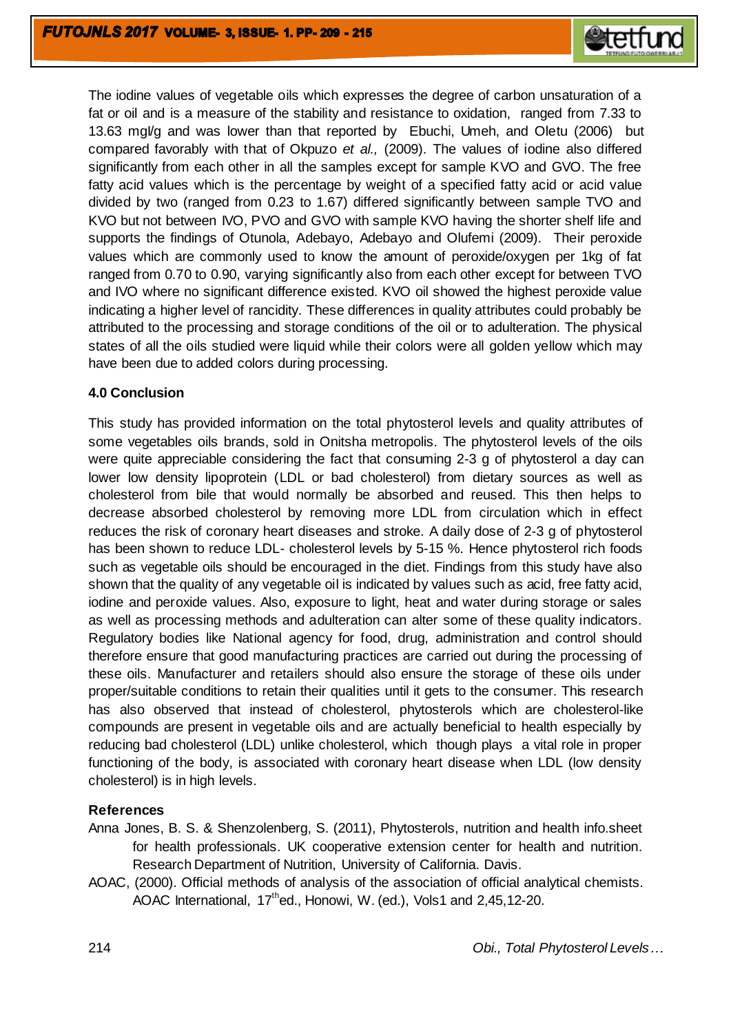The iodine values of vegetable oils which expresses the degree of carbon unsaturation of a fat or oil and is a measure of the stability and resistance to oxidation, ranged from 7.33 to 13.63 mgI/g and was lower than that reported by Ebuchi, Umeh, and Oletu (2006) but compared favorably with that of Okpuzo *et al.,* (2009). The values of iodine also differed significantly from each other in all the samples except for sample KVO and GVO. The free fatty acid values which is the percentage by weight of a specified fatty acid or acid value divided by two (ranged from 0.23 to 1.67) differed significantly between sample TVO and KVO but not between IVO, PVO and GVO with sample KVO having the shorter shelf life and supports the findings of Otunola, Adebayo, Adebayo and Olufemi (2009). Their peroxide values which are commonly used to know the amount of peroxide/oxygen per 1kg of fat ranged from 0.70 to 0.90, varying significantly also from each other except for between TVO and IVO where no significant difference existed. KVO oil showed the highest peroxide value indicating a higher level of rancidity. These differences in quality attributes could probably be attributed to the processing and storage conditions of the oil or to adulteration. The physical states of all the oils studied were liquid while their colors were all golden yellow which may have been due to added colors during processing.

## 4.0 Conclusion

This study has provided information on the total phytosterol levels and quality attributes of some vegetables oils brands, sold in Onitsha metropolis. The phytosterol levels of the oils were quite appreciable considering the fact that consuming 2-3 g of phytosterol a day can lower low density lipoprotein (LDL or bad cholesterol) from dietary sources as well as cholesterol from bile that would normally be absorbed and reused. This then helps to decrease absorbed cholesterol by removing more LDL from circulation which in effect reduces the risk of coronary heart diseases and stroke. A daily dose of 2-3 g of phytosterol has been shown to reduce LDL- cholesterol levels by 5-15 %. Hence phytosterol rich foods such as vegetable oils should be encouraged in the diet. Findings from this study have also shown that the quality of any vegetable oil is indicated by values such as acid, free fatty acid, iodine and peroxide values. Also, exposure to light, heat and water during storage or sales as well as processing methods and adulteration can alter some of these quality indicators. Regulatory bodies like National agency for food, drug, administration and control should therefore ensure that good manufacturing practices are carried out during the processing of these oils. Manufacturer and retailers should also ensure the storage of these oils under proper/suitable conditions to retain their qualities until it gets to the consumer. This research has also observed that instead of cholesterol, phytosterols which are cholesterol-like compounds are present in vegetable oils and are actually beneficial to health especially by reducing bad cholesterol (LDL) unlike cholesterol, which though plays a vital role in proper functioning of the body, is associated with coronary heart disease when LDL (low density cholesterol) is in high levels.

## References

Anna Jones, B. S. & Shenzolenberg, S. (2011), Phytosterols, nutrition and health info.sheet for health professionals. UK cooperative extension center for health and nutrition. Research Department of Nutrition, University of California. Davis.

AOAC, (2000). Official methods of analysis of the association of official analytical chemists. AOAC International, 17th ed., Honowi, W. (ed.), Vols1 and 2,45,12-20.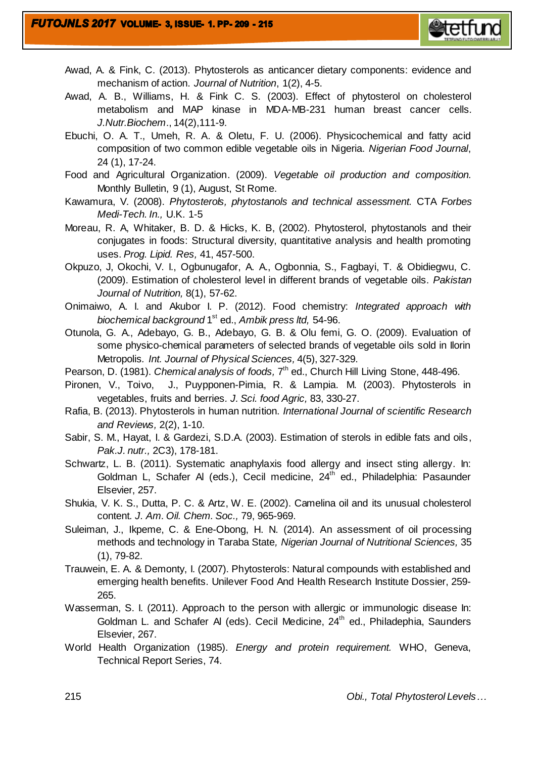Awad, A. & Fink, C. (2013). Phytosterols as anticancer dietary components: evidence and mechanism of action. *Journal of Nutrition*, 1(2), 4-5.

Awad, A. B., Williams, H. & Fink C. S. (2003). Effect of phytosterol on cholesterol metabolism and MAP kinase in MDA-MB-231 human breast cancer cells. *J.Nutr.Biochem*., 14(2),111-9.

Ebuchi, O. A. T., Umeh, R. A. & Oletu, F. U. (2006). Physicochemical and fatty acid composition of two common edible vegetable oils in Nigeria. *Nigerian Food Journal*, 24 (1), 17-24.

Food and Agricultural Organization. (2009). *Vegetable oil production and composition.* Monthly Bulletin, 9 (1), August, St Rome.

Kawamura, V. (2008). *Phytosterols, phytostanols and technical assessment.* CTA *Forbes Medi-Tech. In.,* U.K. 1-5

Moreau, R. A, Whitaker, B. D. & Hicks, K. B, (2002). Phytosterol, phytostanols and their conjugates in foods: Structural diversity, quantitative analysis and health promoting uses. *Prog. Lipid. Res,* 41, 457-500.

Okpuzo, J, Okochi, V. I., Ogbunugafor, A. A., Ogbonnia, S., Fagbayi, T. & Obidiegwu, C. (2009). Estimation of cholesterol level in different brands of vegetable oils. *Pakistan Journal of Nutrition,* 8(1), 57-62.

Onimaiwo, A. I. and Akubor I. P. (2012). Food chemistry: *Integrated approach with biochemical background* 1st ed., *Ambik press ltd,* 54-96.

Otunola, G. A., Adebayo, G. B., Adebayo, G. B. & Olu femi, G. O. (2009). Evaluation of some physico-chemical parameters of selected brands of vegetable oils sold in Ilorin Metropolis. *Int. Journal of Physical Sciences,* 4(5), 327-329.

Pearson, D. (1981). *Chemical analysis of foods,* 7th ed., Church Hill Living Stone, 448-496.

Pironen, V., Toivo, J., Puypponen-Pimia, R. & Lampia. M. (2003). Phytosterols in vegetables, fruits and berries. *J. Sci. food Agric,* 83, 330-27.

Rafia, B. (2013). Phytosterols in human nutrition. *International Journal of scientific Research and Reviews,* 2(2), 1-10.

Sabir, S. M., Hayat, I. & Gardezi, S.D.A. (2003). Estimation of sterols in edible fats and oils, *Pak.J. nutr.,* 2C3), 178-181.

Schwartz, L. B. (2011). Systematic anaphylaxis food allergy and insect sting allergy. In: Goldman L, Schafer Al (eds.), Cecil medicine, 24th ed., Philadelphia: Pasaunder Elsevier, 257.

Shukia, V. K. S., Dutta, P. C. & Artz, W. E. (2002). Camelina oil and its unusual cholesterol content. *J. Am. Oil. Chem. Soc.,* 79, 965-969.

Suleiman, J., Ikpeme, C. & Ene-Obong, H. N. (2014). An assessment of oil processing methods and technology in Taraba State*, Nigerian Journal of Nutritional Sciences,* 35 (1), 79-82.

Trauwein, E. A. & Demonty, I. (2007). Phytosterols: Natural compounds with established and emerging health benefits. Unilever Food And Health Research Institute Dossier, 259-265.

Wasserman, S. I. (2011). Approach to the person with allergic or immunologic disease In: Goldman L. and Schafer Al (eds). Cecil Medicine, 24th ed., Philadephia, Saunders Elsevier, 267.

World Health Organization (1985). *Energy and protein requirement.* WHO, Geneva, Technical Report Series, 74.